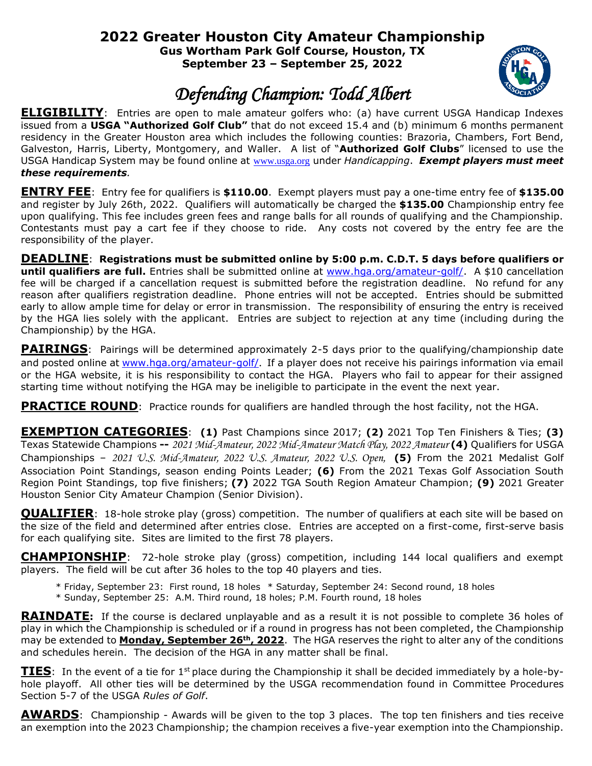# 2022 Greater Houston City Amateur Championship

**Gus Wortham Park Golf Course, Houston, TX**
**September 23 – September 25, 2022**

## *Defending Champion: Todd Albert*

**ELIGIBILITY**: Entries are open to male amateur golfers who: (a) have current USGA Handicap Indexes issued from a **USGA "Authorized Golf Club"** that do not exceed 15.4 and (b) minimum 6 months permanent residency in the Greater Houston area which includes the following counties: Brazoria, Chambers, Fort Bend, Galveston, Harris, Liberty, Montgomery, and Waller. A list of "**Authorized Golf Clubs**" licensed to use the USGA Handicap System may be found online at www.usga.org under *Handicapping*. ***Exempt players must meet these requirements.***

**ENTRY FEE**: Entry fee for qualifiers is **$110.00**. Exempt players must pay a one-time entry fee of **$135.00** and register by July 26th, 2022. Qualifiers will automatically be charged the **$135.00** Championship entry fee upon qualifying. This fee includes green fees and range balls for all rounds of qualifying and the Championship. Contestants must pay a cart fee if they choose to ride. Any costs not covered by the entry fee are the responsibility of the player.

**DEADLINE**: **Registrations must be submitted online by 5:00 p.m. C.D.T. 5 days before qualifiers or until qualifiers are full.** Entries shall be submitted online at www.hga.org/amateur-golf/. A $10 cancellation fee will be charged if a cancellation request is submitted before the registration deadline. No refund for any reason after qualifiers registration deadline. Phone entries will not be accepted. Entries should be submitted early to allow ample time for delay or error in transmission. The responsibility of ensuring the entry is received by the HGA lies solely with the applicant. Entries are subject to rejection at any time (including during the Championship) by the HGA.

**PAIRINGS**: Pairings will be determined approximately 2-5 days prior to the qualifying/championship date and posted online at www.hga.org/amateur-golf/. If a player does not receive his pairings information via email or the HGA website, it is his responsibility to contact the HGA. Players who fail to appear for their assigned starting time without notifying the HGA may be ineligible to participate in the event the next year.

**PRACTICE ROUND**: Practice rounds for qualifiers are handled through the host facility, not the HGA.

**EXEMPTION CATEGORIES**: **(1)** Past Champions since 2017; **(2)** 2021 Top Ten Finishers & Ties; **(3)** Texas Statewide Champions **--** *2021 Mid-Amateur, 2022 Mid-Amateur Match Play, 2022 Amateur* **(4)** Qualifiers for USGA Championships – *2021 U.S. Mid-Amateur, 2022 U.S. Amateur, 2022 U.S. Open,* **(5)** From the 2021 Medalist Golf Association Point Standings, season ending Points Leader; **(6)** From the 2021 Texas Golf Association South Region Point Standings, top five finishers; **(7)** 2022 TGA South Region Amateur Champion; **(9)** 2021 Greater Houston Senior City Amateur Champion (Senior Division).

**QUALIFIER**: 18-hole stroke play (gross) competition. The number of qualifiers at each site will be based on the size of the field and determined after entries close. Entries are accepted on a first-come, first-serve basis for each qualifying site. Sites are limited to the first 78 players.

**CHAMPIONSHIP**: 72-hole stroke play (gross) competition, including 144 local qualifiers and exempt players. The field will be cut after 36 holes to the top 40 players and ties.

* Friday, September 23: First round, 18 holes * Saturday, September 24: Second round, 18 holes
* Sunday, September 25: A.M. Third round, 18 holes; P.M. Fourth round, 18 holes

**RAINDATE:** If the course is declared unplayable and as a result it is not possible to complete 36 holes of play in which the Championship is scheduled or if a round in progress has not been completed, the Championship may be extended to **Monday, September 26th, 2022**. The HGA reserves the right to alter any of the conditions and schedules herein. The decision of the HGA in any matter shall be final.

**TIES**: In the event of a tie for 1st place during the Championship it shall be decided immediately by a hole-by-hole playoff. All other ties will be determined by the USGA recommendation found in Committee Procedures Section 5-7 of the USGA *Rules of Golf*.

**AWARDS**: Championship - Awards will be given to the top 3 places. The top ten finishers and ties receive an exemption into the 2023 Championship; the champion receives a five-year exemption into the Championship.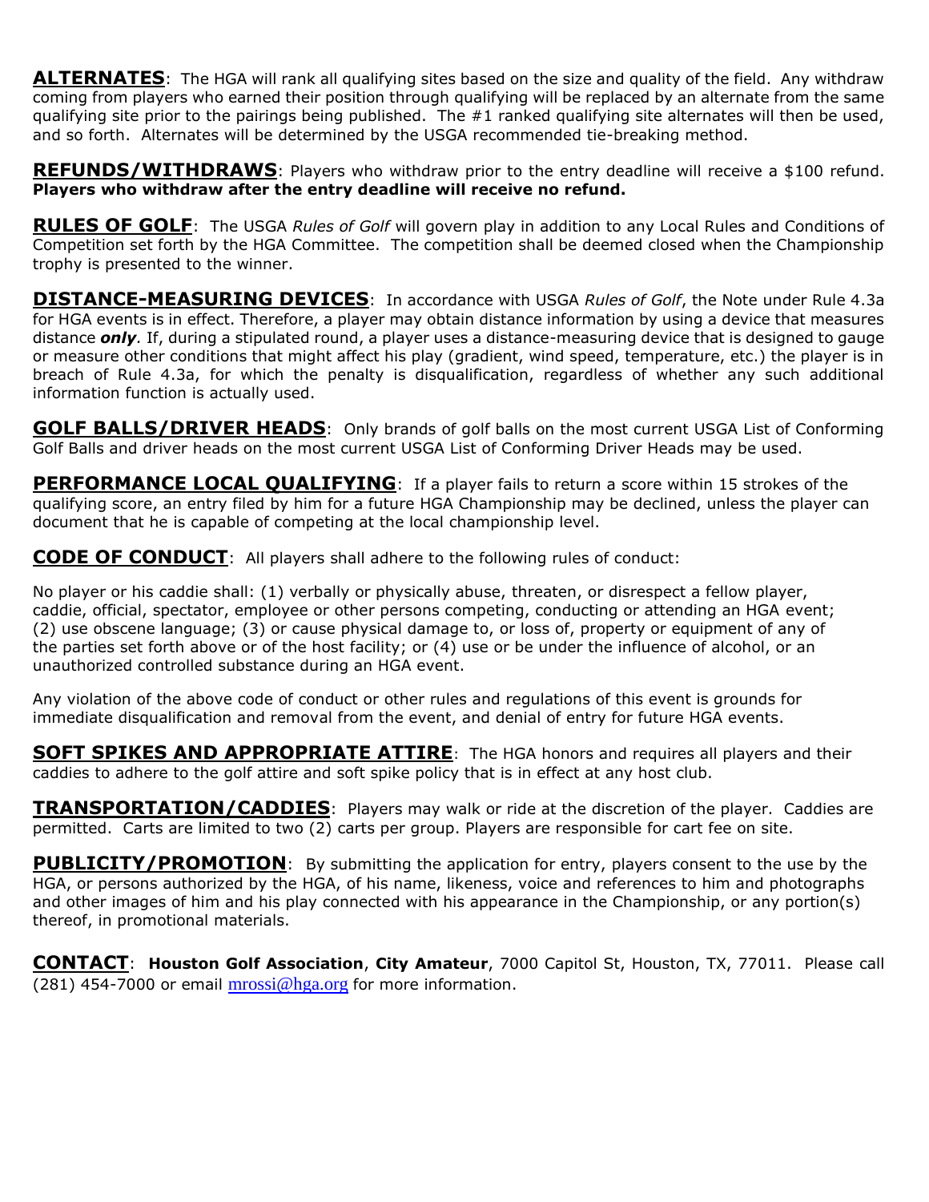**ALTERNATES**: The HGA will rank all qualifying sites based on the size and quality of the field. Any withdraw coming from players who earned their position through qualifying will be replaced by an alternate from the same qualifying site prior to the pairings being published. The #1 ranked qualifying site alternates will then be used, and so forth. Alternates will be determined by the USGA recommended tie-breaking method.

**REFUNDS/WITHDRAWS**: Players who withdraw prior to the entry deadline will receive a $100 refund. **Players who withdraw after the entry deadline will receive no refund.**

**RULES OF GOLF**: The USGA *Rules of Golf* will govern play in addition to any Local Rules and Conditions of Competition set forth by the HGA Committee. The competition shall be deemed closed when the Championship trophy is presented to the winner.

**DISTANCE-MEASURING DEVICES**: In accordance with USGA *Rules of Golf*, the Note under Rule 4.3a for HGA events is in effect. Therefore, a player may obtain distance information by using a device that measures distance ***only***. If, during a stipulated round, a player uses a distance-measuring device that is designed to gauge or measure other conditions that might affect his play (gradient, wind speed, temperature, etc.) the player is in breach of Rule 4.3a, for which the penalty is disqualification, regardless of whether any such additional information function is actually used.

**GOLF BALLS/DRIVER HEADS**: Only brands of golf balls on the most current USGA List of Conforming Golf Balls and driver heads on the most current USGA List of Conforming Driver Heads may be used.

**PERFORMANCE LOCAL QUALIFYING**: If a player fails to return a score within 15 strokes of the qualifying score, an entry filed by him for a future HGA Championship may be declined, unless the player can document that he is capable of competing at the local championship level.

**CODE OF CONDUCT**: All players shall adhere to the following rules of conduct:

No player or his caddie shall: (1) verbally or physically abuse, threaten, or disrespect a fellow player, caddie, official, spectator, employee or other persons competing, conducting or attending an HGA event; (2) use obscene language; (3) or cause physical damage to, or loss of, property or equipment of any of the parties set forth above or of the host facility; or (4) use or be under the influence of alcohol, or an unauthorized controlled substance during an HGA event.

Any violation of the above code of conduct or other rules and regulations of this event is grounds for immediate disqualification and removal from the event, and denial of entry for future HGA events.

**SOFT SPIKES AND APPROPRIATE ATTIRE**: The HGA honors and requires all players and their caddies to adhere to the golf attire and soft spike policy that is in effect at any host club.

**TRANSPORTATION/CADDIES**: Players may walk or ride at the discretion of the player. Caddies are permitted. Carts are limited to two (2) carts per group. Players are responsible for cart fee on site.

**PUBLICITY/PROMOTION**: By submitting the application for entry, players consent to the use by the HGA, or persons authorized by the HGA, of his name, likeness, voice and references to him and photographs and other images of him and his play connected with his appearance in the Championship, or any portion(s) thereof, in promotional materials.

**CONTACT**: **Houston Golf Association**, **City Amateur**, 7000 Capitol St, Houston, TX, 77011. Please call (281) 454-7000 or email mrossi@hga.org for more information.